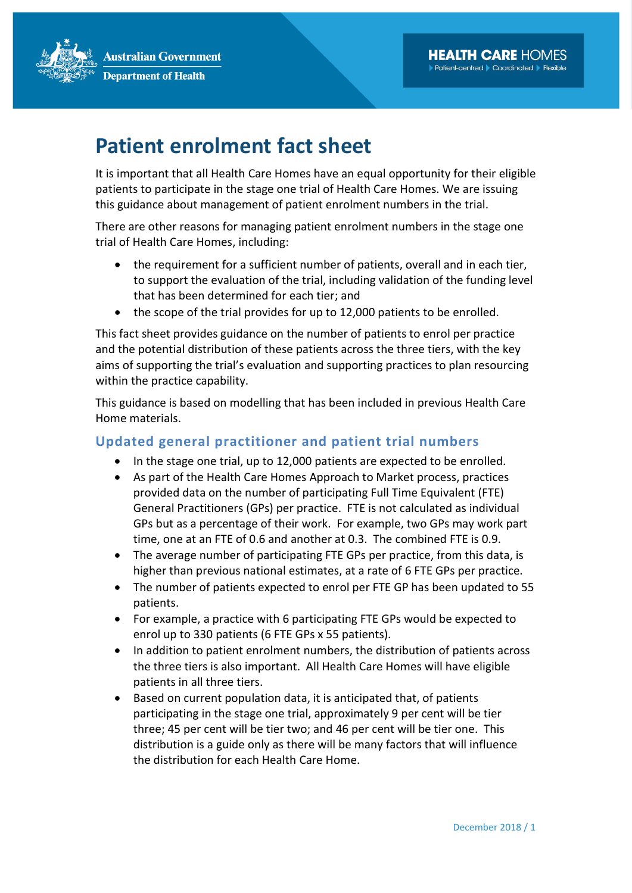# Patient enrolment fact sheet

It is important that all Health Care Homes have an equal opportunity for their eligible patients to participate in the stage one trial of Health Care Homes. We are issuing this guidance about management of patient enrolment numbers in the trial.

There are other reasons for managing patient enrolment numbers in the stage one trial of Health Care Homes, including:

- the requirement for a sufficient number of patients, overall and in each tier, to support the evaluation of the trial, including validation of the funding level that has been determined for each tier; and
- the scope of the trial provides for up to 12,000 patients to be enrolled.

This fact sheet provides guidance on the number of patients to enrol per practice and the potential distribution of these patients across the three tiers, with the key aims of supporting the trial's evaluation and supporting practices to plan resourcing within the practice capability.

This guidance is based on modelling that has been included in previous Health Care Home materials.

## Updated general practitioner and patient trial numbers

- In the stage one trial, up to 12,000 patients are expected to be enrolled.
- As part of the Health Care Homes Approach to Market process, practices provided data on the number of participating Full Time Equivalent (FTE) General Practitioners (GPs) per practice. FTE is not calculated as individual GPs but as a percentage of their work. For example, two GPs may work part time, one at an FTE of 0.6 and another at 0.3. The combined FTE is 0.9.
- The average number of participating FTE GPs per practice, from this data, is higher than previous national estimates, at a rate of 6 FTE GPs per practice.
- The number of patients expected to enrol per FTE GP has been updated to 55 patients.
- For example, a practice with 6 participating FTE GPs would be expected to enrol up to 330 patients (6 FTE GPs x 55 patients).
- In addition to patient enrolment numbers, the distribution of patients across the three tiers is also important. All Health Care Homes will have eligible patients in all three tiers.
- Based on current population data, it is anticipated that, of patients participating in the stage one trial, approximately 9 per cent will be tier three; 45 per cent will be tier two; and 46 per cent will be tier one. This distribution is a guide only as there will be many factors that will influence the distribution for each Health Care Home.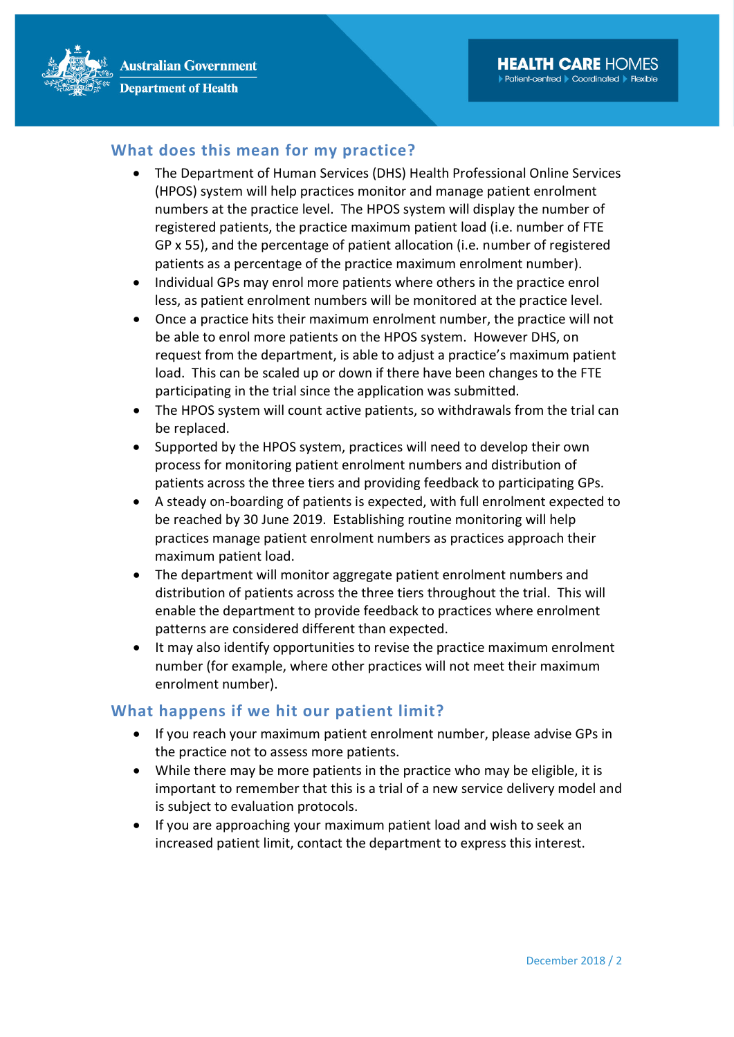## What does this mean for my practice?

- The Department of Human Services (DHS) Health Professional Online Services (HPOS) system will help practices monitor and manage patient enrolment numbers at the practice level. The HPOS system will display the number of registered patients, the practice maximum patient load (i.e. number of FTE GP x 55), and the percentage of patient allocation (i.e. number of registered patients as a percentage of the practice maximum enrolment number).
- Individual GPs may enrol more patients where others in the practice enrol less, as patient enrolment numbers will be monitored at the practice level.
- Once a practice hits their maximum enrolment number, the practice will not be able to enrol more patients on the HPOS system. However DHS, on request from the department, is able to adjust a practice's maximum patient load. This can be scaled up or down if there have been changes to the FTE participating in the trial since the application was submitted.
- The HPOS system will count active patients, so withdrawals from the trial can be replaced.
- Supported by the HPOS system, practices will need to develop their own process for monitoring patient enrolment numbers and distribution of patients across the three tiers and providing feedback to participating GPs.
- A steady on-boarding of patients is expected, with full enrolment expected to be reached by 30 June 2019. Establishing routine monitoring will help practices manage patient enrolment numbers as practices approach their maximum patient load.
- The department will monitor aggregate patient enrolment numbers and distribution of patients across the three tiers throughout the trial. This will enable the department to provide feedback to practices where enrolment patterns are considered different than expected.
- It may also identify opportunities to revise the practice maximum enrolment number (for example, where other practices will not meet their maximum enrolment number).

## What happens if we hit our patient limit?

- If you reach your maximum patient enrolment number, please advise GPs in the practice not to assess more patients.
- While there may be more patients in the practice who may be eligible, it is important to remember that this is a trial of a new service delivery model and is subject to evaluation protocols.
- If you are approaching your maximum patient load and wish to seek an increased patient limit, contact the department to express this interest.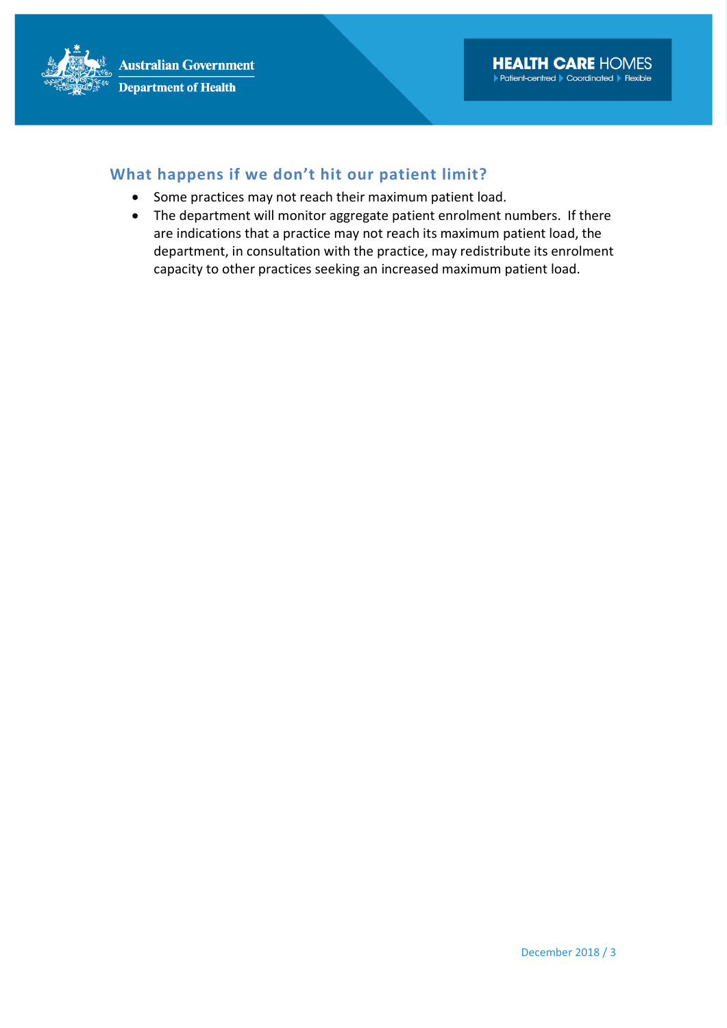## What happens if we don't hit our patient limit?

- Some practices may not reach their maximum patient load.
- The department will monitor aggregate patient enrolment numbers. If there are indications that a practice may not reach its maximum patient load, the department, in consultation with the practice, may redistribute its enrolment capacity to other practices seeking an increased maximum patient load.